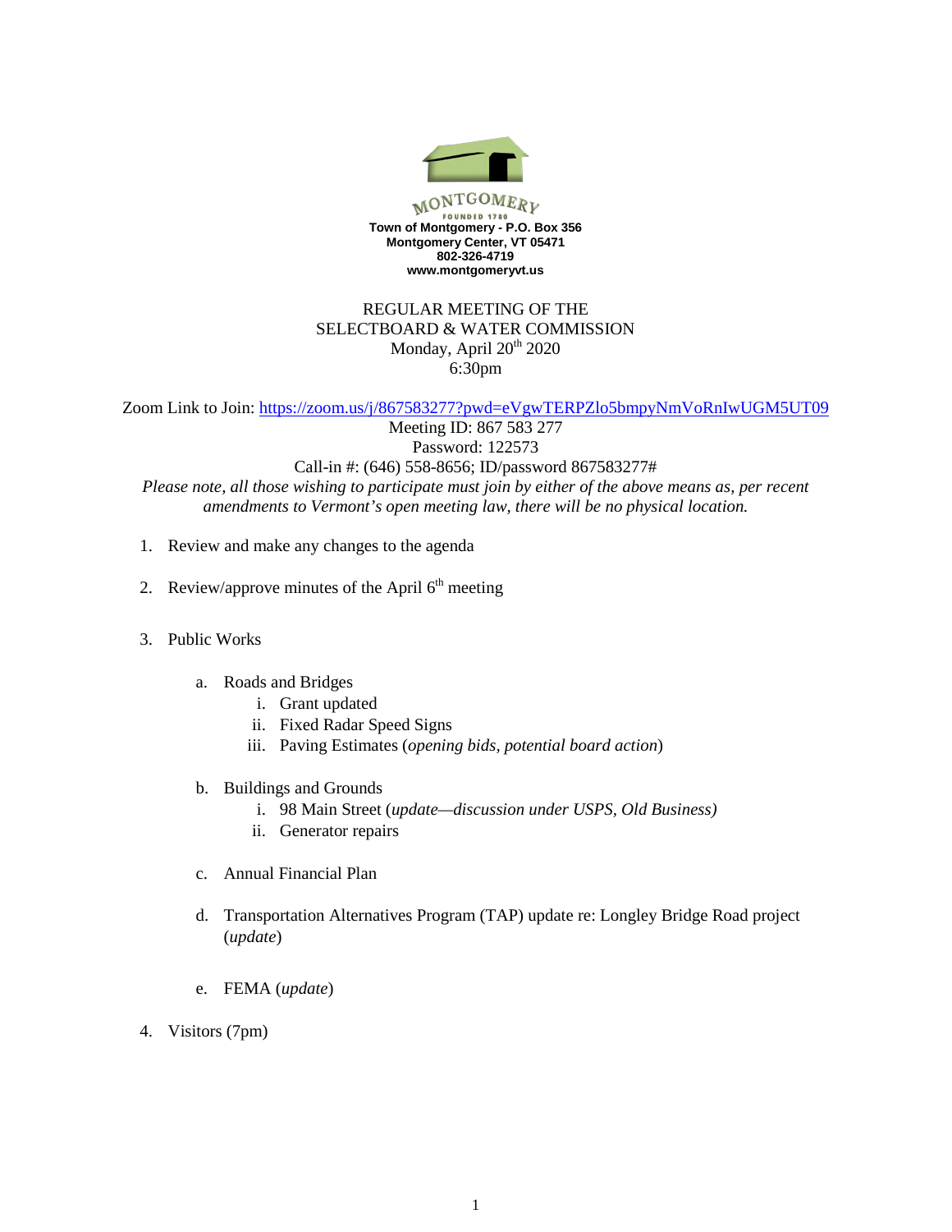MONTGOMERY
FOUNDED 1789

**Town of Montgomery - P.O. Box 356**
**Montgomery Center, VT 05471**
**802-326-4719**
**www.montgomeryvt.us**

REGULAR MEETING OF THE
SELECTBOARD & WATER COMMISSION
Monday, April 20th 2020
6:30pm

Zoom Link to Join: https://zoom.us/j/867583277?pwd=eVgwTERPZlo5bmpyNmVoRnIwUGM5UT09
Meeting ID: 867 583 277
Password: 122573
Call-in #: (646) 558-8656; ID/password 867583277#
*Please note, all those wishing to participate must join by either of the above means as, per recent amendments to Vermont's open meeting law, there will be no physical location.*

1. Review and make any changes to the agenda

2. Review/approve minutes of the April 6th meeting

3. Public Works

   a. Roads and Bridges
      i. Grant updated
      ii. Fixed Radar Speed Signs
      iii. Paving Estimates (*opening bids, potential board action*)

   b. Buildings and Grounds
      i. 98 Main Street (*update—discussion under USPS, Old Business)*
      ii. Generator repairs

   c. Annual Financial Plan

   d. Transportation Alternatives Program (TAP) update re: Longley Bridge Road project (*update*)

   e. FEMA (*update*)

4. Visitors (7pm)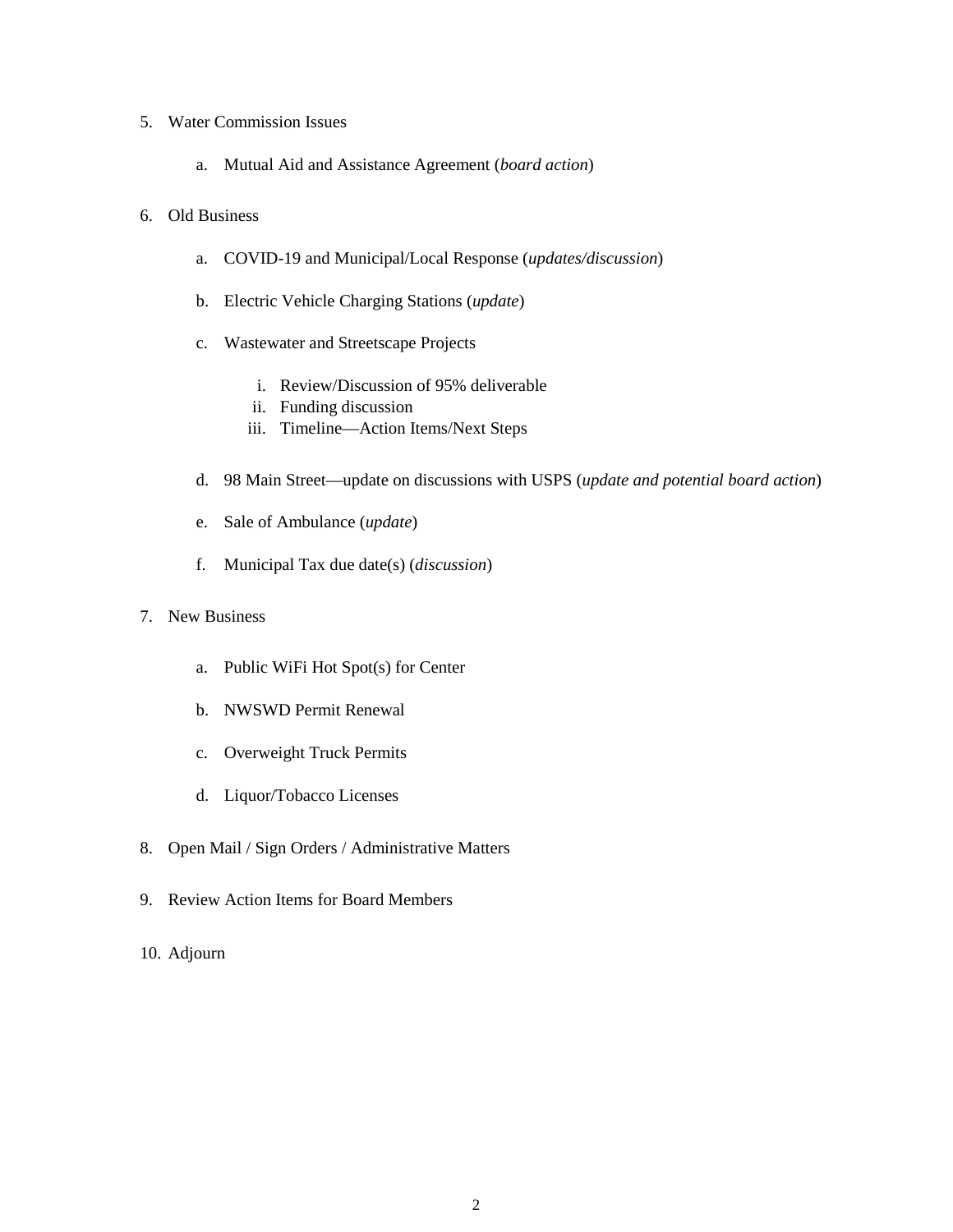5. Water Commission Issues

    a. Mutual Aid and Assistance Agreement (*board action*)

6. Old Business

    a. COVID-19 and Municipal/Local Response (*updates/discussion*)

    b. Electric Vehicle Charging Stations (*update*)

    c. Wastewater and Streetscape Projects

        i. Review/Discussion of 95% deliverable
        ii. Funding discussion
        iii. Timeline—Action Items/Next Steps

    d. 98 Main Street—update on discussions with USPS (*update and potential board action*)

    e. Sale of Ambulance (*update*)

    f. Municipal Tax due date(s) (*discussion*)

7. New Business

    a. Public WiFi Hot Spot(s) for Center

    b. NWSWD Permit Renewal

    c. Overweight Truck Permits

    d. Liquor/Tobacco Licenses

8. Open Mail / Sign Orders / Administrative Matters

9. Review Action Items for Board Members

10. Adjourn